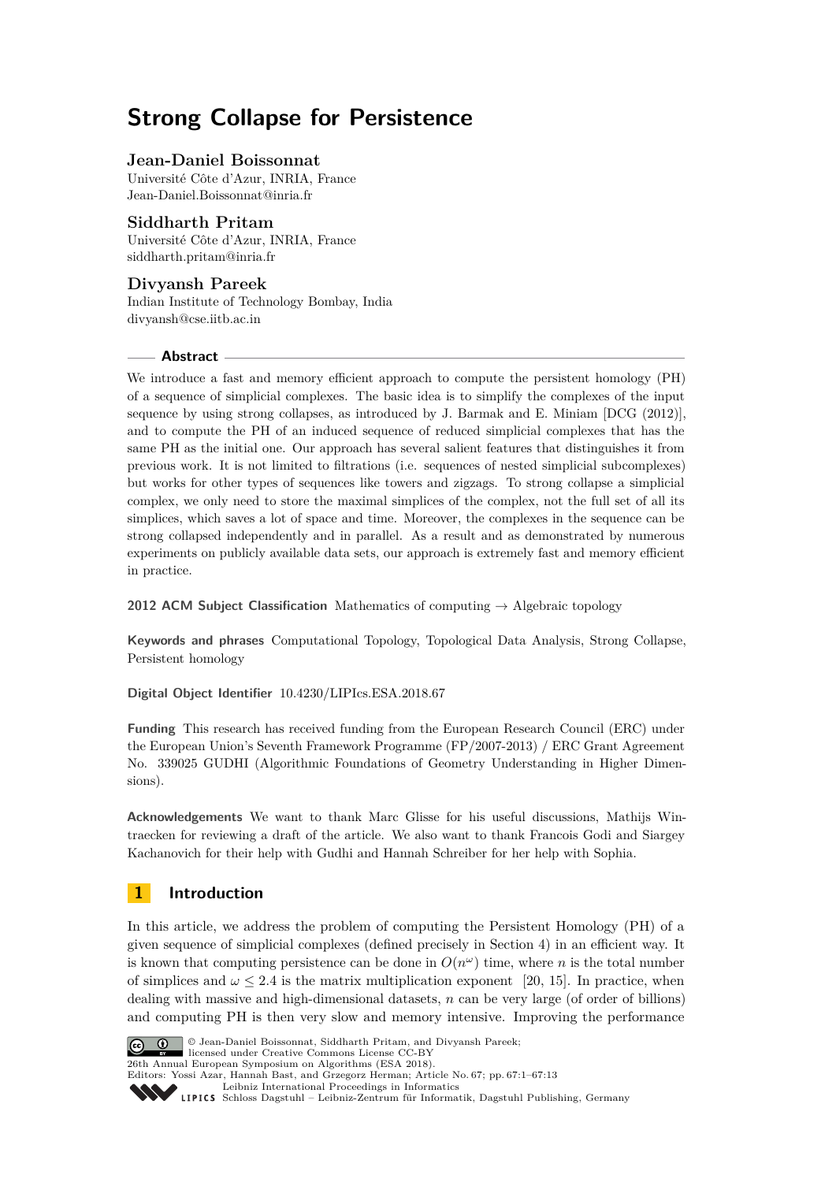# Strong Collapse for Persistence

**Jean-Daniel Boissonnat**
Université Côte d'Azur, INRIA, France
Jean-Daniel.Boissonnat@inria.fr

**Siddharth Pritam**
Université Côte d'Azur, INRIA, France
siddharth.pritam@inria.fr

**Divyansh Pareek**
Indian Institute of Technology Bombay, India
divyansh@cse.iitb.ac.in

## Abstract

We introduce a fast and memory efficient approach to compute the persistent homology (PH) of a sequence of simplicial complexes. The basic idea is to simplify the complexes of the input sequence by using strong collapses, as introduced by J. Barmak and E. Miniam [DCG (2012)], and to compute the PH of an induced sequence of reduced simplicial complexes that has the same PH as the initial one. Our approach has several salient features that distinguishes it from previous work. It is not limited to filtrations (i.e. sequences of nested simplicial subcomplexes) but works for other types of sequences like towers and zigzags. To strong collapse a simplicial complex, we only need to store the maximal simplices of the complex, not the full set of all its simplices, which saves a lot of space and time. Moreover, the complexes in the sequence can be strong collapsed independently and in parallel. As a result and as demonstrated by numerous experiments on publicly available data sets, our approach is extremely fast and memory efficient in practice.

**2012 ACM Subject Classification** Mathematics of computing → Algebraic topology

**Keywords and phrases** Computational Topology, Topological Data Analysis, Strong Collapse, Persistent homology

**Digital Object Identifier** 10.4230/LIPIcs.ESA.2018.67

**Funding** This research has received funding from the European Research Council (ERC) under the European Union's Seventh Framework Programme (FP/2007-2013) / ERC Grant Agreement No. 339025 GUDHI (Algorithmic Foundations of Geometry Understanding in Higher Dimensions).

**Acknowledgements** We want to thank Marc Glisse for his useful discussions, Mathijs Wintraecken for reviewing a draft of the article. We also want to thank Francois Godi and Siargey Kachanovich for their help with Gudhi and Hannah Schreiber for her help with Sophia.

## 1 Introduction

In this article, we address the problem of computing the Persistent Homology (PH) of a given sequence of simplicial complexes (defined precisely in Section 4) in an efficient way. It is known that computing persistence can be done in $O(n^{\omega})$ time, where $n$ is the total number of simplices and $\omega \leq 2.4$ is the matrix multiplication exponent [20, 15]. In practice, when dealing with massive and high-dimensional datasets, $n$ can be very large (of order of billions) and computing PH is then very slow and memory intensive. Improving the performance

© Jean-Daniel Boissonnat, Siddharth Pritam, and Divyansh Pareek;
licensed under Creative Commons License CC-BY
26th Annual European Symposium on Algorithms (ESA 2018).
Editors: Yossi Azar, Hannah Bast, and Grzegorz Herman; Article No. 67; pp. 67:1–67:13
Leibniz International Proceedings in Informatics
Schloss Dagstuhl – Leibniz-Zentrum für Informatik, Dagstuhl Publishing, Germany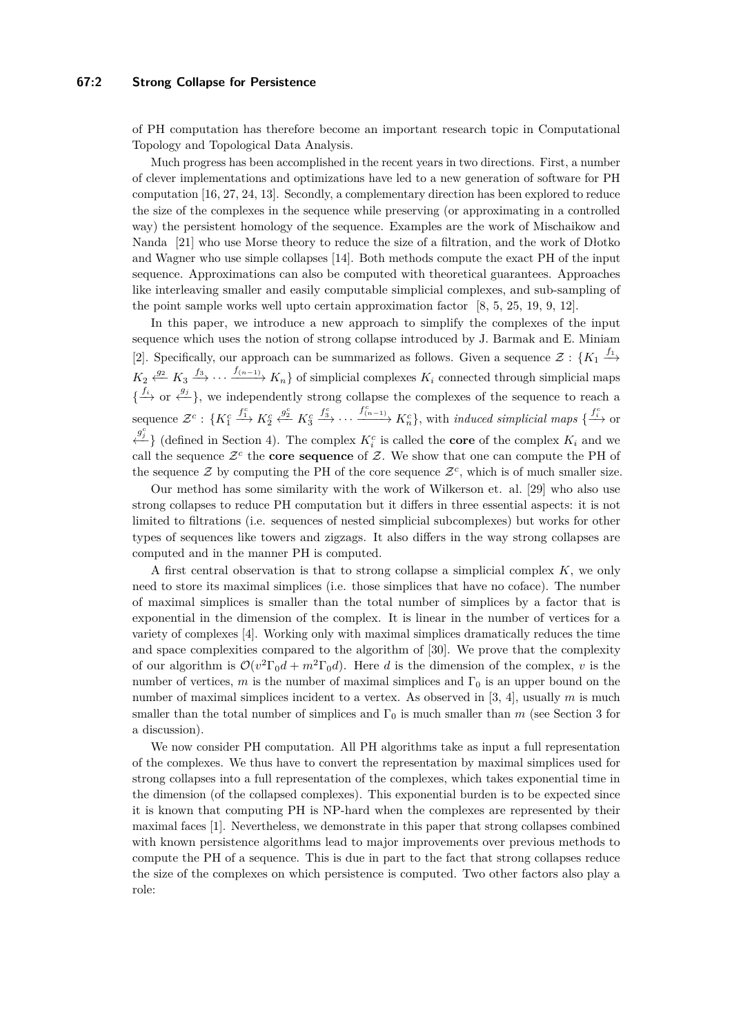of PH computation has therefore become an important research topic in Computational Topology and Topological Data Analysis.

Much progress has been accomplished in the recent years in two directions. First, a number of clever implementations and optimizations have led to a new generation of software for PH computation [16, 27, 24, 13]. Secondly, a complementary direction has been explored to reduce the size of the complexes in the sequence while preserving (or approximating in a controlled way) the persistent homology of the sequence. Examples are the work of Mischaikow and Nanda [21] who use Morse theory to reduce the size of a filtration, and the work of Dłotko and Wagner who use simple collapses [14]. Both methods compute the exact PH of the input sequence. Approximations can also be computed with theoretical guarantees. Approaches like interleaving smaller and easily computable simplicial complexes, and sub-sampling of the point sample works well upto certain approximation factor [8, 5, 25, 19, 9, 12].

In this paper, we introduce a new approach to simplify the complexes of the input sequence which uses the notion of strong collapse introduced by J. Barmak and E. Miniam [2]. Specifically, our approach can be summarized as follows. Given a sequence $\mathcal{Z} : \{K_1 \xrightarrow{f_1} K_2 \xleftarrow{g_2} K_3 \xrightarrow{f_3} \cdots \xrightarrow{f_{(n-1)}} K_n\}$ of simplicial complexes $K_i$ connected through simplicial maps $\{\xrightarrow{f_i} \text{ or } \xleftarrow{g_j}\}$, we independently strong collapse the complexes of the sequence to reach a sequence $\mathcal{Z}^c : \{K_1^c \xrightarrow{f_1^c} K_2^c \xleftarrow{g_2^c} K_3^c \xrightarrow{f_3^c} \cdots \xrightarrow{f_{(n-1)}^c} K_n^c\}$, with *induced simplicial maps* $\{\xrightarrow{f_i^c} \text{ or } \xleftarrow{g_j^c}\}$ (defined in Section 4). The complex $K_i^c$ is called the **core** of the complex $K_i$ and we call the sequence $\mathcal{Z}^c$ the **core sequence** of $\mathcal{Z}$. We show that one can compute the PH of the sequence $\mathcal{Z}$ by computing the PH of the core sequence $\mathcal{Z}^c$, which is of much smaller size.

Our method has some similarity with the work of Wilkerson et. al. [29] who also use strong collapses to reduce PH computation but it differs in three essential aspects: it is not limited to filtrations (i.e. sequences of nested simplicial subcomplexes) but works for other types of sequences like towers and zigzags. It also differs in the way strong collapses are computed and in the manner PH is computed.

A first central observation is that to strong collapse a simplicial complex $K$, we only need to store its maximal simplices (i.e. those simplices that have no coface). The number of maximal simplices is smaller than the total number of simplices by a factor that is exponential in the dimension of the complex. It is linear in the number of vertices for a variety of complexes [4]. Working only with maximal simplices dramatically reduces the time and space complexities compared to the algorithm of [30]. We prove that the complexity of our algorithm is $\mathcal{O}(v^2\Gamma_0 d + m^2\Gamma_0 d)$. Here $d$ is the dimension of the complex, $v$ is the number of vertices, $m$ is the number of maximal simplices and $\Gamma_0$ is an upper bound on the number of maximal simplices incident to a vertex. As observed in [3, 4], usually $m$ is much smaller than the total number of simplices and $\Gamma_0$ is much smaller than $m$ (see Section 3 for a discussion).

We now consider PH computation. All PH algorithms take as input a full representation of the complexes. We thus have to convert the representation by maximal simplices used for strong collapses into a full representation of the complexes, which takes exponential time in the dimension (of the collapsed complexes). This exponential burden is to be expected since it is known that computing PH is NP-hard when the complexes are represented by their maximal faces [1]. Nevertheless, we demonstrate in this paper that strong collapses combined with known persistence algorithms lead to major improvements over previous methods to compute the PH of a sequence. This is due in part to the fact that strong collapses reduce the size of the complexes on which persistence is computed. Two other factors also play a role: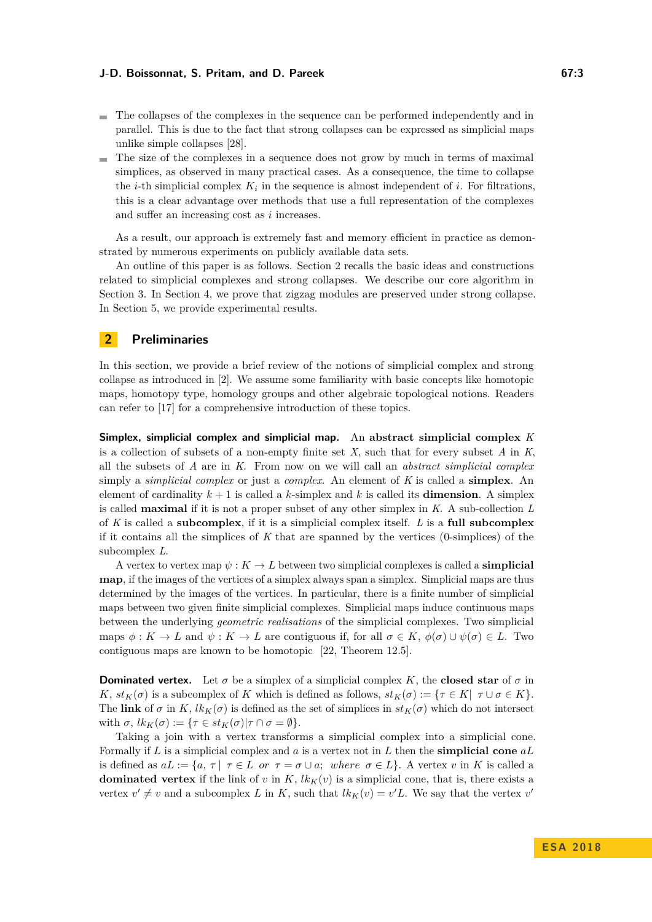- The collapses of the complexes in the sequence can be performed independently and in parallel. This is due to the fact that strong collapses can be expressed as simplicial maps unlike simple collapses [28].
- The size of the complexes in a sequence does not grow by much in terms of maximal simplices, as observed in many practical cases. As a consequence, the time to collapse the $i$-th simplicial complex $K_i$ in the sequence is almost independent of $i$. For filtrations, this is a clear advantage over methods that use a full representation of the complexes and suffer an increasing cost as $i$ increases.

As a result, our approach is extremely fast and memory efficient in practice as demonstrated by numerous experiments on publicly available data sets.

An outline of this paper is as follows. Section 2 recalls the basic ideas and constructions related to simplicial complexes and strong collapses. We describe our core algorithm in Section 3. In Section 4, we prove that zigzag modules are preserved under strong collapse. In Section 5, we provide experimental results.

## 2 Preliminaries

In this section, we provide a brief review of the notions of simplicial complex and strong collapse as introduced in [2]. We assume some familiarity with basic concepts like homotopic maps, homotopy type, homology groups and other algebraic topological notions. Readers can refer to [17] for a comprehensive introduction of these topics.

**Simplex, simplicial complex and simplicial map.** An **abstract simplicial complex** $K$ is a collection of subsets of a non-empty finite set $X$, such that for every subset $A$ in $K$, all the subsets of $A$ are in $K$. From now on we will call an *abstract simplicial complex* simply a *simplicial complex* or just a *complex*. An element of $K$ is called a **simplex**. An element of cardinality $k+1$ is called a $k$-simplex and $k$ is called its **dimension**. A simplex is called **maximal** if it is not a proper subset of any other simplex in $K$. A sub-collection $L$ of $K$ is called a **subcomplex**, if it is a simplicial complex itself. $L$ is a **full subcomplex** if it contains all the simplices of $K$ that are spanned by the vertices (0-simplices) of the subcomplex $L$.

A vertex to vertex map $\psi : K \rightarrow L$ between two simplicial complexes is called a **simplicial map**, if the images of the vertices of a simplex always span a simplex. Simplicial maps are thus determined by the images of the vertices. In particular, there is a finite number of simplicial maps between two given finite simplicial complexes. Simplicial maps induce continuous maps between the underlying *geometric realisations* of the simplicial complexes. Two simplicial maps $\phi : K \rightarrow L$ and $\psi : K \rightarrow L$ are contiguous if, for all $\sigma \in K$, $\phi(\sigma) \cup \psi(\sigma) \in L$. Two contiguous maps are known to be homotopic [22, Theorem 12.5].

**Dominated vertex.** Let $\sigma$ be a simplex of a simplicial complex $K$, the **closed star** of $\sigma$ in $K$, $st_K(\sigma)$ is a subcomplex of $K$ which is defined as follows, $st_K(\sigma) := \{\tau \in K | \; \tau \cup \sigma \in K\}$. The **link** of $\sigma$ in $K$, $lk_K(\sigma)$ is defined as the set of simplices in $st_K(\sigma)$ which do not intersect with $\sigma$, $lk_K(\sigma) := \{\tau \in st_K(\sigma) | \tau \cap \sigma = \emptyset\}$.

Taking a join with a vertex transforms a simplicial complex into a simplicial cone. Formally if $L$ is a simplicial complex and $a$ is a vertex not in $L$ then the **simplicial cone** $aL$ is defined as $aL := \{a, \tau \,|\; \tau \in L \;\; or \;\; \tau = \sigma \cup a; \;\; where \;\; \sigma \in L\}$. A vertex $v$ in $K$ is called a **dominated vertex** if the link of $v$ in $K$, $lk_K(v)$ is a simplicial cone, that is, there exists a vertex $v' \neq v$ and a subcomplex $L$ in $K$, such that $lk_K(v) = v'L$. We say that the vertex $v'$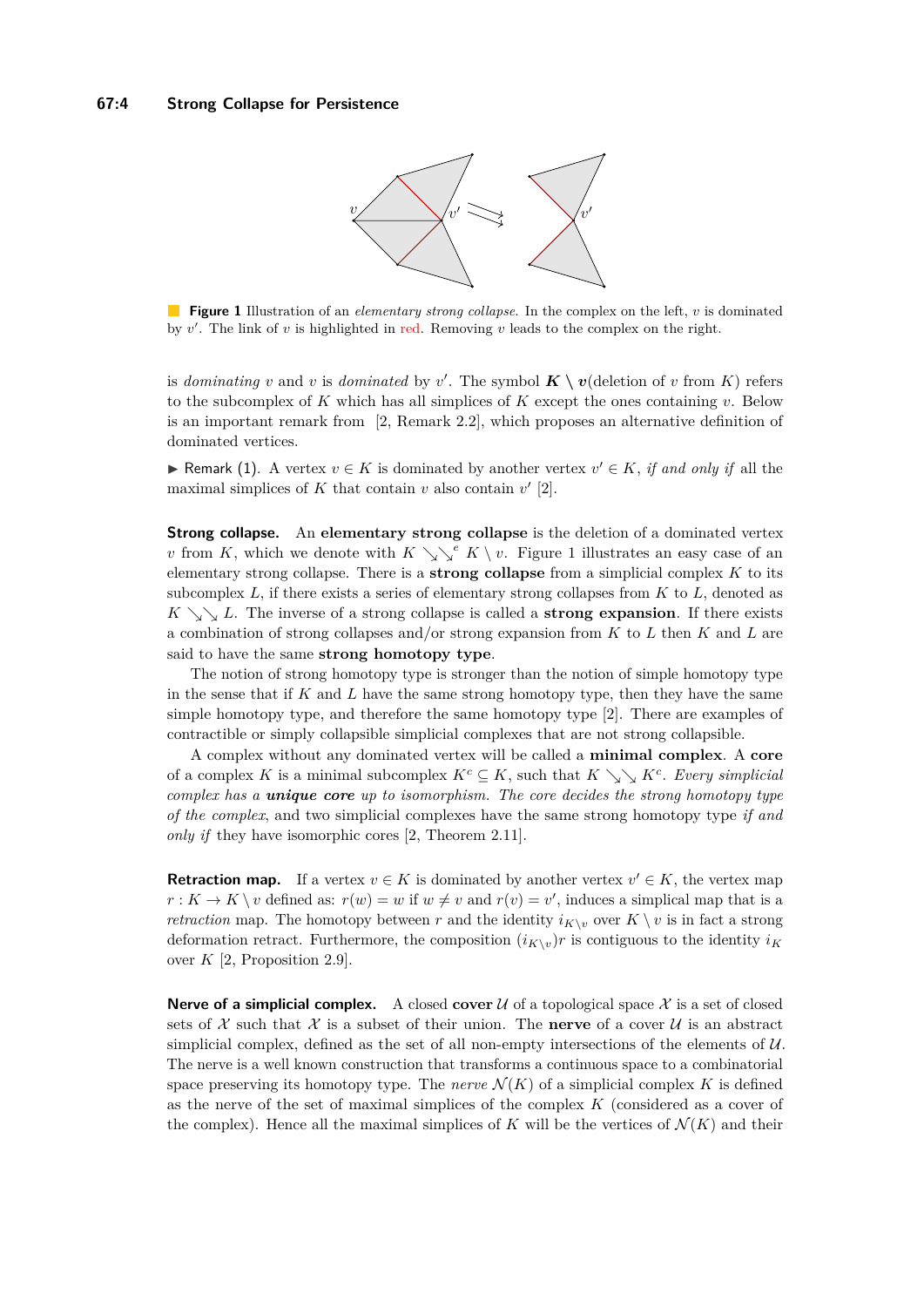**Figure 1** Illustration of an *elementary strong collapse*. In the complex on the left, $v$ is dominated by $v'$. The link of $v$ is highlighted in red. Removing $v$ leads to the complex on the right.

is *dominating* $v$ and $v$ is *dominated* by $v'$. The symbol $\boldsymbol{K \setminus v}$(deletion of $v$ from $K$) refers to the subcomplex of $K$ which has all simplices of $K$ except the ones containing $v$. Below is an important remark from [2, Remark 2.2], which proposes an alternative definition of dominated vertices.

▶ Remark (1). A vertex $v \in K$ is dominated by another vertex $v' \in K$, *if and only if* all the maximal simplices of $K$ that contain $v$ also contain $v'$ [2].

**Strong collapse.** An **elementary strong collapse** is the deletion of a dominated vertex $v$ from $K$, which we denote with $K \searrow\searrow^{e} K \setminus v$. Figure 1 illustrates an easy case of an elementary strong collapse. There is a **strong collapse** from a simplicial complex $K$ to its subcomplex $L$, if there exists a series of elementary strong collapses from $K$ to $L$, denoted as $K \searrow\searrow L$. The inverse of a strong collapse is called a **strong expansion**. If there exists a combination of strong collapses and/or strong expansion from $K$ to $L$ then $K$ and $L$ are said to have the same **strong homotopy type**.

The notion of strong homotopy type is stronger than the notion of simple homotopy type in the sense that if $K$ and $L$ have the same strong homotopy type, then they have the same simple homotopy type, and therefore the same homotopy type [2]. There are examples of contractible or simply collapsible simplicial complexes that are not strong collapsible.

A complex without any dominated vertex will be called a **minimal complex**. A **core** of a complex $K$ is a minimal subcomplex $K^c \subseteq K$, such that $K \searrow\searrow K^c$. *Every simplicial complex has a* ***unique core*** *up to isomorphism. The core decides the strong homotopy type of the complex*, and two simplicial complexes have the same strong homotopy type *if and only if* they have isomorphic cores [2, Theorem 2.11].

**Retraction map.** If a vertex $v \in K$ is dominated by another vertex $v' \in K$, the vertex map $r : K \to K \setminus v$ defined as: $r(w) = w$ if $w \neq v$ and $r(v) = v'$, induces a simplical map that is a *retraction* map. The homotopy between $r$ and the identity $i_{K \setminus v}$ over $K \setminus v$ is in fact a strong deformation retract. Furthermore, the composition $(i_{K \setminus v})r$ is contiguous to the identity $i_K$ over $K$ [2, Proposition 2.9].

**Nerve of a simplicial complex.** A closed **cover** $\mathcal{U}$ of a topological space $\mathcal{X}$ is a set of closed sets of $\mathcal{X}$ such that $\mathcal{X}$ is a subset of their union. The **nerve** of a cover $\mathcal{U}$ is an abstract simplicial complex, defined as the set of all non-empty intersections of the elements of $\mathcal{U}$. The nerve is a well known construction that transforms a continuous space to a combinatorial space preserving its homotopy type. The *nerve* $\mathcal{N}(K)$ of a simplicial complex $K$ is defined as the nerve of the set of maximal simplices of the complex $K$ (considered as a cover of the complex). Hence all the maximal simplices of $K$ will be the vertices of $\mathcal{N}(K)$ and their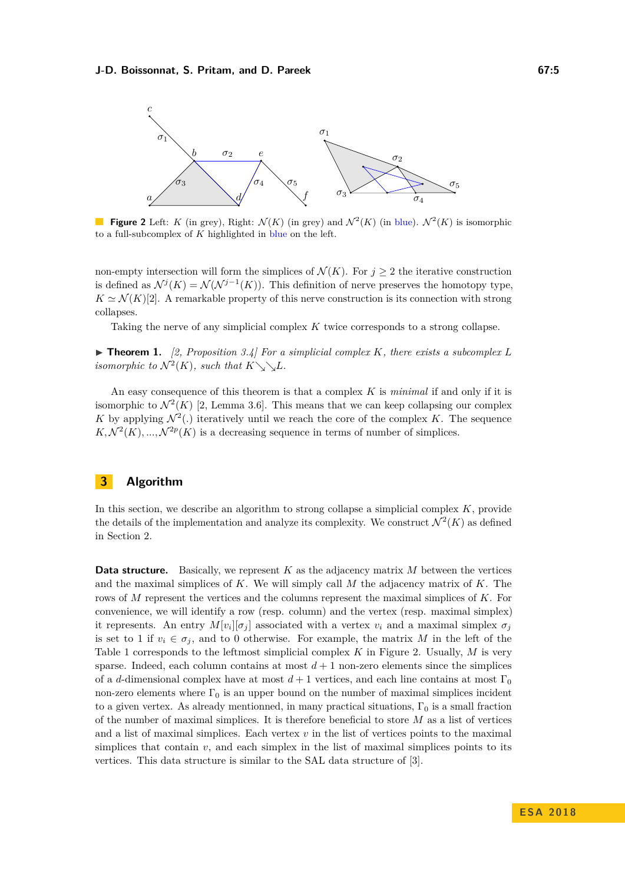**Figure 2** Left: $K$ (in grey), Right: $\mathcal{N}(K)$ (in grey) and $\mathcal{N}^2(K)$ (in blue). $\mathcal{N}^2(K)$ is isomorphic to a full-subcomplex of $K$ highlighted in blue on the left.

non-empty intersection will form the simplices of $\mathcal{N}(K)$. For $j \geq 2$ the iterative construction is defined as $\mathcal{N}^j(K) = \mathcal{N}(\mathcal{N}^{j-1}(K))$. This definition of nerve preserves the homotopy type, $K \simeq \mathcal{N}(K)$[2]. A remarkable property of this nerve construction is its connection with strong collapses.

Taking the nerve of any simplicial complex $K$ twice corresponds to a strong collapse.

▶ **Theorem 1.** *[2, Proposition 3.4] For a simplicial complex $K$, there exists a subcomplex $L$ isomorphic to $\mathcal{N}^2(K)$, such that $K \searrow\searrow L$.*

An easy consequence of this theorem is that a complex $K$ is *minimal* if and only if it is isomorphic to $\mathcal{N}^2(K)$ [2, Lemma 3.6]. This means that we can keep collapsing our complex $K$ by applying $\mathcal{N}^2(.)$ iteratively until we reach the core of the complex $K$. The sequence $K, \mathcal{N}^2(K), ..., \mathcal{N}^{2p}(K)$ is a decreasing sequence in terms of number of simplices.

## 3 Algorithm

In this section, we describe an algorithm to strong collapse a simplicial complex $K$, provide the details of the implementation and analyze its complexity. We construct $\mathcal{N}^2(K)$ as defined in Section 2.

**Data structure.** Basically, we represent $K$ as the adjacency matrix $M$ between the vertices and the maximal simplices of $K$. We will simply call $M$ the adjacency matrix of $K$. The rows of $M$ represent the vertices and the columns represent the maximal simplices of $K$. For convenience, we will identify a row (resp. column) and the vertex (resp. maximal simplex) it represents. An entry $M[v_i][\sigma_j]$ associated with a vertex $v_i$ and a maximal simplex $\sigma_j$ is set to 1 if $v_i \in \sigma_j$, and to 0 otherwise. For example, the matrix $M$ in the left of the Table 1 corresponds to the leftmost simplicial complex $K$ in Figure 2. Usually, $M$ is very sparse. Indeed, each column contains at most $d+1$ non-zero elements since the simplices of a $d$-dimensional complex have at most $d+1$ vertices, and each line contains at most $\Gamma_0$ non-zero elements where $\Gamma_0$ is an upper bound on the number of maximal simplices incident to a given vertex. As already mentionned, in many practical situations, $\Gamma_0$ is a small fraction of the number of maximal simplices. It is therefore beneficial to store $M$ as a list of vertices and a list of maximal simplices. Each vertex $v$ in the list of vertices points to the maximal simplices that contain $v$, and each simplex in the list of maximal simplices points to its vertices. This data structure is similar to the SAL data structure of [3].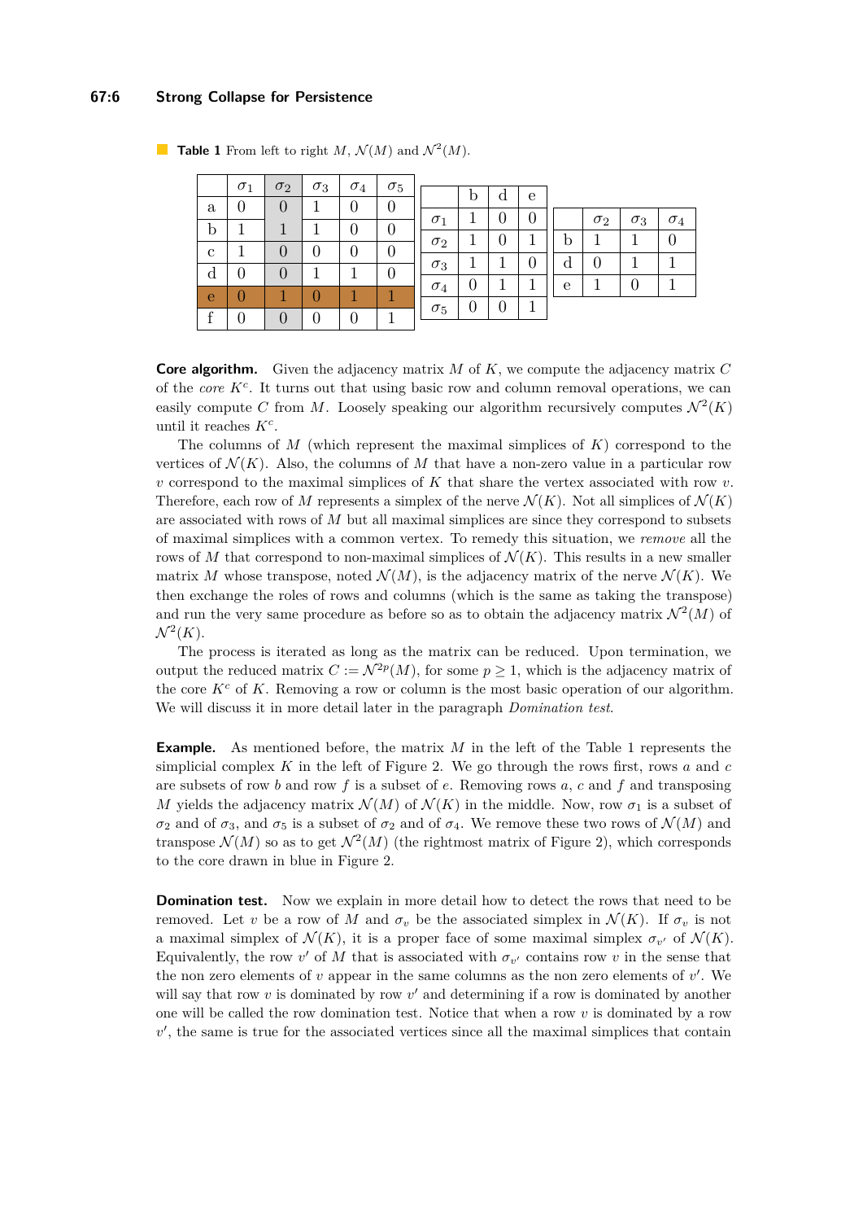**Table 1** From left to right $M$, $\mathcal{N}(M)$ and $\mathcal{N}^2(M)$.

| | $\sigma_1$ | $\sigma_2$ | $\sigma_3$ | $\sigma_4$ | $\sigma_5$ |
|---|---|---|---|---|---|
| a | 0 | 0 | 1 | 0 | 0 |
| b | 1 | 1 | 1 | 0 | 0 |
| c | 1 | 0 | 0 | 0 | 0 |
| d | 0 | 0 | 1 | 1 | 0 |
| e | 0 | 1 | 0 | 1 | 1 |
| f | 0 | 0 | 0 | 0 | 1 |

| | b | d | e |
|---|---|---|---|
| $\sigma_1$ | 1 | 0 | 0 |
| $\sigma_2$ | 1 | 0 | 1 |
| $\sigma_3$ | 1 | 1 | 0 |
| $\sigma_4$ | 0 | 1 | 1 |
| $\sigma_5$ | 0 | 0 | 1 |

| | $\sigma_2$ | $\sigma_3$ | $\sigma_4$ |
|---|---|---|---|
| b | 1 | 1 | 0 |
| d | 0 | 1 | 1 |
| e | 1 | 0 | 1 |

**Core algorithm.** Given the adjacency matrix $M$ of $K$, we compute the adjacency matrix $C$ of the *core* $K^c$. It turns out that using basic row and column removal operations, we can easily compute $C$ from $M$. Loosely speaking our algorithm recursively computes $\mathcal{N}^2(K)$ until it reaches $K^c$.

The columns of $M$ (which represent the maximal simplices of $K$) correspond to the vertices of $\mathcal{N}(K)$. Also, the columns of $M$ that have a non-zero value in a particular row $v$ correspond to the maximal simplices of $K$ that share the vertex associated with row $v$. Therefore, each row of $M$ represents a simplex of the nerve $\mathcal{N}(K)$. Not all simplices of $\mathcal{N}(K)$ are associated with rows of $M$ but all maximal simplices are since they correspond to subsets of maximal simplices with a common vertex. To remedy this situation, we *remove* all the rows of $M$ that correspond to non-maximal simplices of $\mathcal{N}(K)$. This results in a new smaller matrix $M$ whose transpose, noted $\mathcal{N}(M)$, is the adjacency matrix of the nerve $\mathcal{N}(K)$. We then exchange the roles of rows and columns (which is the same as taking the transpose) and run the very same procedure as before so as to obtain the adjacency matrix $\mathcal{N}^2(M)$ of $\mathcal{N}^2(K)$.

The process is iterated as long as the matrix can be reduced. Upon termination, we output the reduced matrix $C := \mathcal{N}^{2p}(M)$, for some $p \geq 1$, which is the adjacency matrix of the core $K^c$ of $K$. Removing a row or column is the most basic operation of our algorithm. We will discuss it in more detail later in the paragraph *Domination test.*

**Example.** As mentioned before, the matrix $M$ in the left of the Table 1 represents the simplicial complex $K$ in the left of Figure 2. We go through the rows first, rows $a$ and $c$ are subsets of row $b$ and row $f$ is a subset of $e$. Removing rows $a$, $c$ and $f$ and transposing $M$ yields the adjacency matrix $\mathcal{N}(M)$ of $\mathcal{N}(K)$ in the middle. Now, row $\sigma_1$ is a subset of $\sigma_2$ and of $\sigma_3$, and $\sigma_5$ is a subset of $\sigma_2$ and of $\sigma_4$. We remove these two rows of $\mathcal{N}(M)$ and transpose $\mathcal{N}(M)$ so as to get $\mathcal{N}^2(M)$ (the rightmost matrix of Figure 2), which corresponds to the core drawn in blue in Figure 2.

**Domination test.** Now we explain in more detail how to detect the rows that need to be removed. Let $v$ be a row of $M$ and $\sigma_v$ be the associated simplex in $\mathcal{N}(K)$. If $\sigma_v$ is not a maximal simplex of $\mathcal{N}(K)$, it is a proper face of some maximal simplex $\sigma_{v'}$ of $\mathcal{N}(K)$. Equivalently, the row $v'$ of $M$ that is associated with $\sigma_{v'}$ contains row $v$ in the sense that the non zero elements of $v$ appear in the same columns as the non zero elements of $v'$. We will say that row $v$ is dominated by row $v'$ and determining if a row is dominated by another one will be called the row domination test. Notice that when a row $v$ is dominated by a row $v'$, the same is true for the associated vertices since all the maximal simplices that contain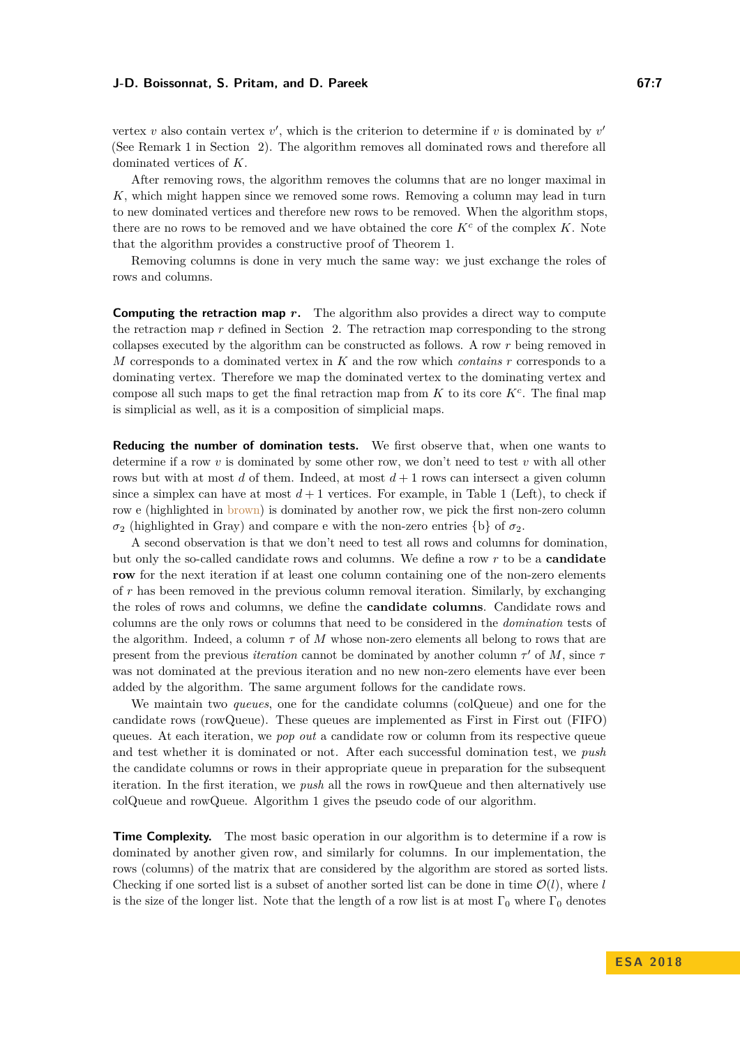vertex $v$ also contain vertex $v'$, which is the criterion to determine if $v$ is dominated by $v'$ (See Remark 1 in Section 2). The algorithm removes all dominated rows and therefore all dominated vertices of $K$.

After removing rows, the algorithm removes the columns that are no longer maximal in $K$, which might happen since we removed some rows. Removing a column may lead in turn to new dominated vertices and therefore new rows to be removed. When the algorithm stops, there are no rows to be removed and we have obtained the core $K^c$ of the complex $K$. Note that the algorithm provides a constructive proof of Theorem 1.

Removing columns is done in very much the same way: we just exchange the roles of rows and columns.

**Computing the retraction map $r$.** The algorithm also provides a direct way to compute the retraction map $r$ defined in Section 2. The retraction map corresponding to the strong collapses executed by the algorithm can be constructed as follows. A row $r$ being removed in $M$ corresponds to a dominated vertex in $K$ and the row which *contains* $r$ corresponds to a dominating vertex. Therefore we map the dominated vertex to the dominating vertex and compose all such maps to get the final retraction map from $K$ to its core $K^c$. The final map is simplicial as well, as it is a composition of simplicial maps.

**Reducing the number of domination tests.** We first observe that, when one wants to determine if a row $v$ is dominated by some other row, we don't need to test $v$ with all other rows but with at most $d$ of them. Indeed, at most $d+1$ rows can intersect a given column since a simplex can have at most $d+1$ vertices. For example, in Table 1 (Left), to check if row e (highlighted in brown) is dominated by another row, we pick the first non-zero column $\sigma_2$ (highlighted in Gray) and compare e with the non-zero entries {b} of $\sigma_2$.

A second observation is that we don't need to test all rows and columns for domination, but only the so-called candidate rows and columns. We define a row $r$ to be a **candidate row** for the next iteration if at least one column containing one of the non-zero elements of $r$ has been removed in the previous column removal iteration. Similarly, by exchanging the roles of rows and columns, we define the **candidate columns**. Candidate rows and columns are the only rows or columns that need to be considered in the *domination* tests of the algorithm. Indeed, a column $\tau$ of $M$ whose non-zero elements all belong to rows that are present from the previous *iteration* cannot be dominated by another column $\tau'$ of $M$, since $\tau$ was not dominated at the previous iteration and no new non-zero elements have ever been added by the algorithm. The same argument follows for the candidate rows.

We maintain two *queues*, one for the candidate columns (colQueue) and one for the candidate rows (rowQueue). These queues are implemented as First in First out (FIFO) queues. At each iteration, we *pop out* a candidate row or column from its respective queue and test whether it is dominated or not. After each successful domination test, we *push* the candidate columns or rows in their appropriate queue in preparation for the subsequent iteration. In the first iteration, we *push* all the rows in rowQueue and then alternatively use colQueue and rowQueue. Algorithm 1 gives the pseudo code of our algorithm.

**Time Complexity.** The most basic operation in our algorithm is to determine if a row is dominated by another given row, and similarly for columns. In our implementation, the rows (columns) of the matrix that are considered by the algorithm are stored as sorted lists. Checking if one sorted list is a subset of another sorted list can be done in time $\mathcal{O}(l)$, where $l$ is the size of the longer list. Note that the length of a row list is at most $\Gamma_0$ where $\Gamma_0$ denotes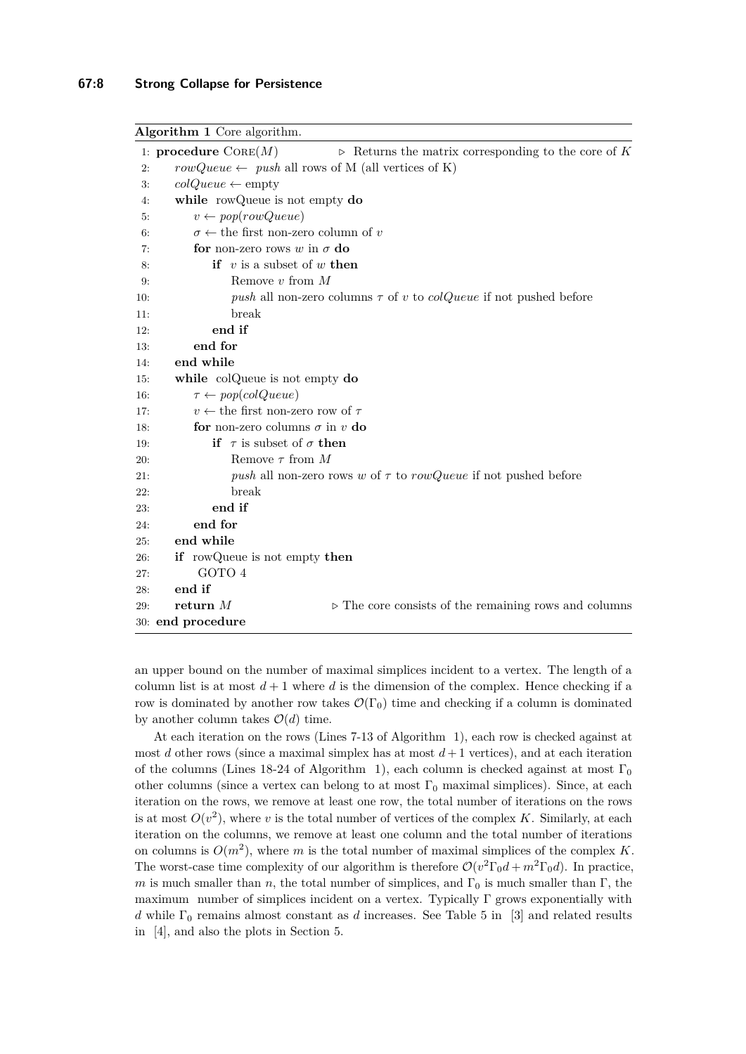**Algorithm 1** Core algorithm.

```
 1: procedure CORE(M)                ▷ Returns the matrix corresponding to the core of K
 2:     rowQueue ← push all rows of M (all vertices of K)
 3:     colQueue ← empty
 4:     while rowQueue is not empty do
 5:         v ← pop(rowQueue)
 6:         σ ← the first non-zero column of v
 7:         for non-zero rows w in σ do
 8:             if v is a subset of w then
 9:                 Remove v from M
10:                 push all non-zero columns τ of v to colQueue if not pushed before
11:                 break
12:             end if
13:         end for
14:     end while
15:     while colQueue is not empty do
16:         τ ← pop(colQueue)
17:         v ← the first non-zero row of τ
18:         for non-zero columns σ in v do
19:             if τ is subset of σ then
20:                 Remove τ from M
21:                 push all non-zero rows w of τ to rowQueue if not pushed before
22:                 break
23:             end if
24:         end for
25:     end while
26:     if rowQueue is not empty then
27:         GOTO 4
28:     end if
29:     return M                     ▷ The core consists of the remaining rows and columns
30: end procedure
```

an upper bound on the number of maximal simplices incident to a vertex. The length of a column list is at most $d+1$ where $d$ is the dimension of the complex. Hence checking if a row is dominated by another row takes $\mathcal{O}(\Gamma_0)$ time and checking if a column is dominated by another column takes $\mathcal{O}(d)$ time.

At each iteration on the rows (Lines 7-13 of Algorithm 1), each row is checked against at most $d$ other rows (since a maximal simplex has at most $d+1$ vertices), and at each iteration of the columns (Lines 18-24 of Algorithm 1), each column is checked against at most $\Gamma_0$ other columns (since a vertex can belong to at most $\Gamma_0$ maximal simplices). Since, at each iteration on the rows, we remove at least one row, the total number of iterations on the rows is at most $O(v^2)$, where $v$ is the total number of vertices of the complex $K$. Similarly, at each iteration on the columns, we remove at least one column and the total number of iterations on columns is $O(m^2)$, where $m$ is the total number of maximal simplices of the complex $K$. The worst-case time complexity of our algorithm is therefore $\mathcal{O}(v^2\Gamma_0 d + m^2\Gamma_0 d)$. In practice, $m$ is much smaller than $n$, the total number of simplices, and $\Gamma_0$ is much smaller than $\Gamma$, the maximum number of simplices incident on a vertex. Typically $\Gamma$ grows exponentially with $d$ while $\Gamma_0$ remains almost constant as $d$ increases. See Table 5 in [3] and related results in [4], and also the plots in Section 5.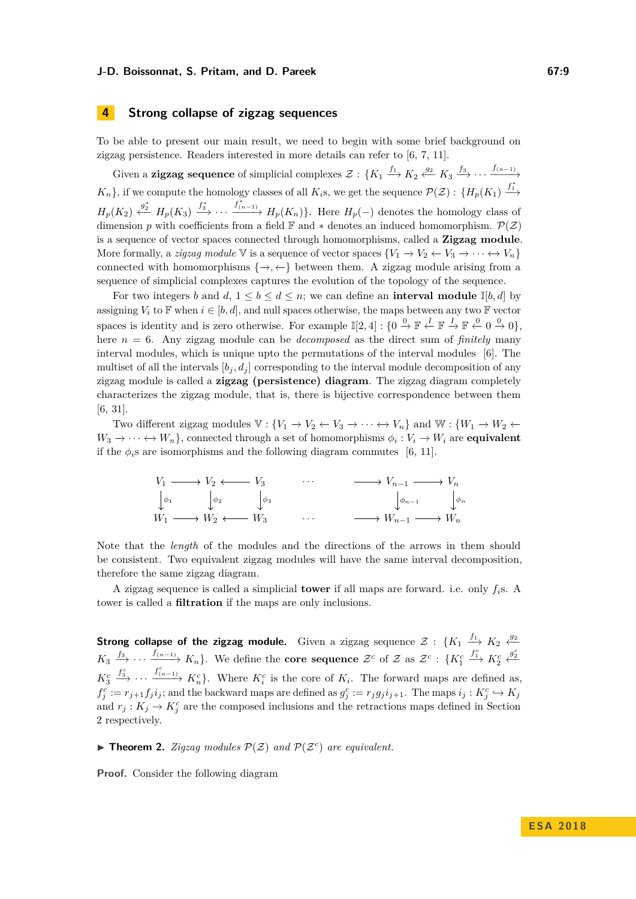## 4 Strong collapse of zigzag sequences

To be able to present our main result, we need to begin with some brief background on zigzag persistence. Readers interested in more details can refer to [6, 7, 11].

Given a **zigzag sequence** of simplicial complexes $\mathcal{Z} : \{K_1 \xrightarrow{f_1} K_2 \xleftarrow{g_2} K_3 \xrightarrow{f_3} \cdots \xrightarrow{f_{(n-1)}} K_n\}$, if we compute the homology classes of all $K_i$s, we get the sequence $\mathcal{P}(\mathcal{Z}) : \{H_p(K_1) \xrightarrow{f_1^*} H_p(K_2) \xleftarrow{g_2^*} H_p(K_3) \xrightarrow{f_3^*} \cdots \xrightarrow{f_{(n-1)}^*} H_p(K_n)\}$. Here $H_p(-)$ denotes the homology class of dimension $p$ with coefficients from a field $\mathbb{F}$ and $*$ denotes an induced homomorphism. $\mathcal{P}(\mathcal{Z})$ is a sequence of vector spaces connected through homomorphisms, called a **Zigzag module**. More formally, a *zigzag module* $\mathbb{V}$ is a sequence of vector spaces $\{V_1 \to V_2 \leftarrow V_3 \to \cdots \leftrightarrow V_n\}$ connected with homomorphisms $\{\to, \leftarrow\}$ between them. A zigzag module arising from a sequence of simplicial complexes captures the evolution of the topology of the sequence.

For two integers $b$ and $d$, $1 \leq b \leq d \leq n$; we can define an **interval module** $\mathbb{I}[b,d]$ by assigning $V_i$ to $\mathbb{F}$ when $i \in [b,d]$, and null spaces otherwise, the maps between any two $\mathbb{F}$ vector spaces is identity and is zero otherwise. For example $\mathbb{I}[2,4] : \{0 \xrightarrow{0} \mathbb{F} \xleftarrow{I} \mathbb{F} \xrightarrow{I} \mathbb{F} \xleftarrow{0} 0 \xrightarrow{0} 0\}$, here $n = 6$. Any zigzag module can be *decomposed* as the direct sum of *finitely* many interval modules, which is unique upto the permutations of the interval modules [6]. The multiset of all the intervals $[b_j, d_j]$ corresponding to the interval module decomposition of any zigzag module is called a **zigzag (persistence) diagram**. The zigzag diagram completely characterizes the zigzag module, that is, there is bijective correspondence between them [6, 31].

Two different zigzag modules $\mathbb{V} : \{V_1 \to V_2 \leftarrow V_3 \to \cdots \leftrightarrow V_n\}$ and $\mathbb{W} : \{W_1 \to W_2 \leftarrow W_3 \to \cdots \leftrightarrow W_n\}$, connected through a set of homomorphisms $\phi_i : V_i \to W_i$ are **equivalent** if the $\phi_i$s are isomorphisms and the following diagram commutes [6, 11].

$$
\begin{array}{ccccccccc}
V_1 & \longrightarrow & V_2 & \longleftarrow & V_3 & \cdots & \longrightarrow & V_{n-1} & \longrightarrow & V_n \\
\downarrow{\scriptstyle \phi_1} & & \downarrow{\scriptstyle \phi_2} & & \downarrow{\scriptstyle \phi_3} & & & \downarrow{\scriptstyle \phi_{n-1}} & & \downarrow{\scriptstyle \phi_n} \\
W_1 & \longrightarrow & W_2 & \longleftarrow & W_3 & \cdots & \longrightarrow & W_{n-1} & \longrightarrow & W_n
\end{array}
$$

Note that the *length* of the modules and the directions of the arrows in them should be consistent. Two equivalent zigzag modules will have the same interval decomposition, therefore the same zigzag diagram.

A zigzag sequence is called a simplicial **tower** if all maps are forward. i.e. only $f_i$s. A tower is called a **filtration** if the maps are only inclusions.

**Strong collapse of the zigzag module.** Given a zigzag sequence $\mathcal{Z} : \{K_1 \xrightarrow{f_1} K_2 \xleftarrow{g_2} K_3 \xrightarrow{f_3} \cdots \xrightarrow{f_{(n-1)}} K_n\}$. We define the **core sequence** $\mathcal{Z}^c$ of $\mathcal{Z}$ as $\mathcal{Z}^c : \{K_1^c \xrightarrow{f_1^c} K_2^c \xleftarrow{g_2^c} K_3^c \xrightarrow{f_3^c} \cdots \xrightarrow{f_{(n-1)}^c} K_n^c\}$. Where $K_i^c$ is the core of $K_i$. The forward maps are defined as, $f_j^c := r_{j+1} f_j i_j$; and the backward maps are defined as $g_j^c := r_j g_j i_{j+1}$. The maps $i_j : K_j^c \hookrightarrow K_j$ and $r_j : K_j \to K_j^c$ are the composed inclusions and the retractions maps defined in Section 2 respectively.

▶ **Theorem 2.** *Zigzag modules $\mathcal{P}(\mathcal{Z})$ and $\mathcal{P}(\mathcal{Z}^c)$ are equivalent.*

**Proof.** Consider the following diagram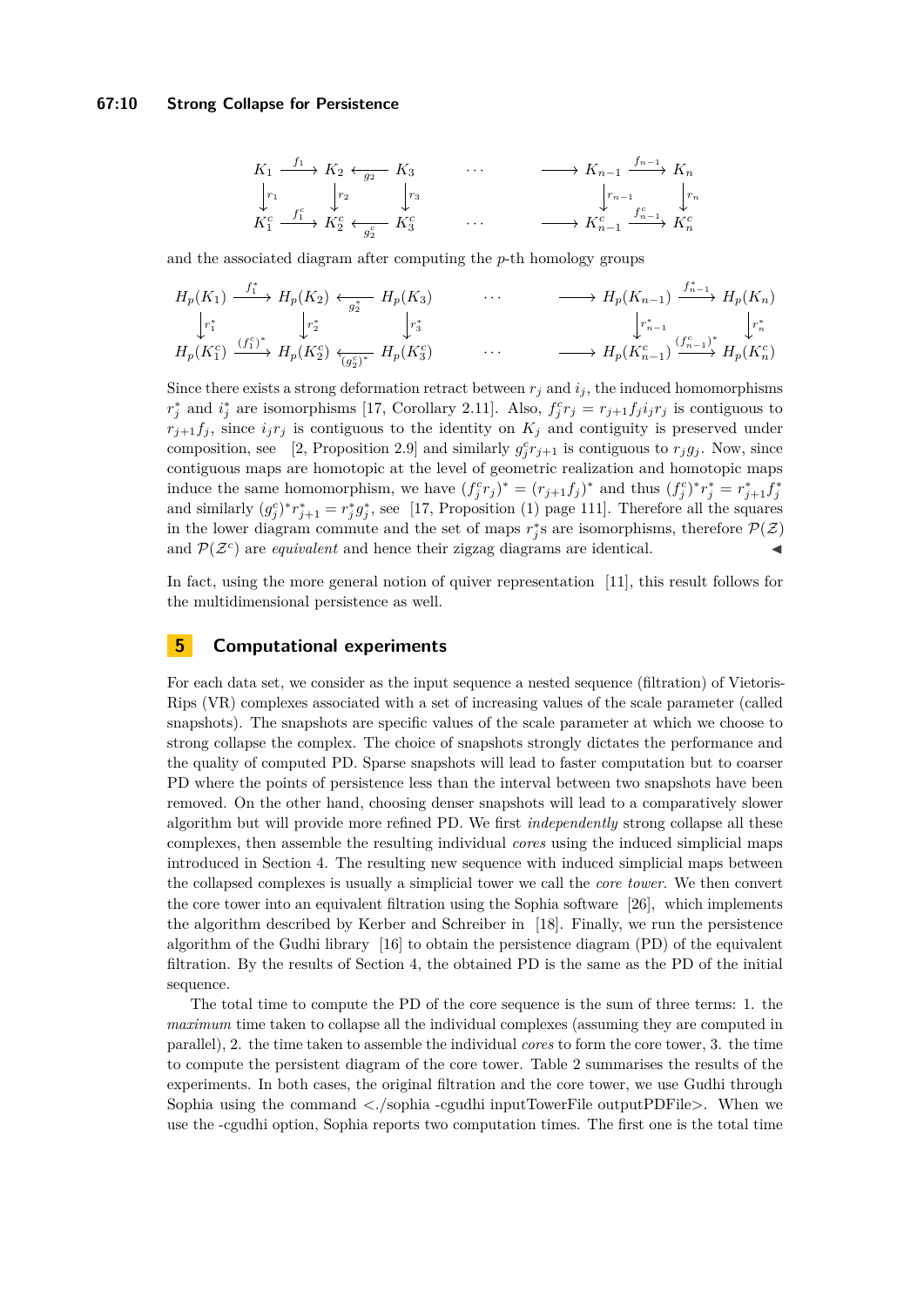$$
\begin{array}{ccccccccc}
K_1 & \xrightarrow{f_1} & K_2 & \xleftarrow{g_2} & K_3 & \cdots & \longrightarrow & K_{n-1} & \xrightarrow{f_{n-1}} & K_n \\
\downarrow r_1 & & \downarrow r_2 & & \downarrow r_3 & & & \downarrow r_{n-1} & & \downarrow r_n \\
K_1^c & \xrightarrow{f_1^c} & K_2^c & \xleftarrow{g_2^c} & K_3^c & \cdots & \longrightarrow & K_{n-1}^c & \xrightarrow{f_{n-1}^c} & K_n^c
\end{array}
$$

and the associated diagram after computing the $p$-th homology groups

$$
\begin{array}{ccccccccc}
H_p(K_1) & \xrightarrow{f_1^*} & H_p(K_2) & \xleftarrow{g_2^*} & H_p(K_3) & \cdots & \longrightarrow & H_p(K_{n-1}) & \xrightarrow{f_{n-1}^*} & H_p(K_n) \\
\downarrow r_1^* & & \downarrow r_2^* & & \downarrow r_3^* & & & \downarrow r_{n-1}^* & & \downarrow r_n^* \\
H_p(K_1^c) & \xrightarrow{(f_1^c)^*} & H_p(K_2^c) & \xleftarrow{(g_2^c)^*} & H_p(K_3^c) & \cdots & \longrightarrow & H_p(K_{n-1}^c) & \xrightarrow{(f_{n-1}^c)^*} & H_p(K_n^c)
\end{array}
$$

Since there exists a strong deformation retract between $r_j$ and $i_j$, the induced homomorphisms $r_j^*$ and $i_j^*$ are isomorphisms [17, Corollary 2.11]. Also, $f_j^c r_j = r_{j+1} f_j i_j r_j$ is contiguous to $r_{j+1} f_j$, since $i_j r_j$ is contiguous to the identity on $K_j$ and contiguity is preserved under composition, see [2, Proposition 2.9] and similarly $g_j^c r_{j+1}$ is contiguous to $r_j g_j$. Now, since contiguous maps are homotopic at the level of geometric realization and homotopic maps induce the same homomorphism, we have $(f_j^c r_j)^* = (r_{j+1} f_j)^*$ and thus $(f_j^c)^* r_j^* = r_{j+1}^* f_j^*$ and similarly $(g_j^c)^* r_{j+1}^* = r_j^* g_j^*$, see [17, Proposition (1) page 111]. Therefore all the squares in the lower diagram commute and the set of maps $r_j^*$s are isomorphisms, therefore $\mathcal{P}(\mathcal{Z})$ and $\mathcal{P}(\mathcal{Z}^c)$ are *equivalent* and hence their zigzag diagrams are identical. ◀

In fact, using the more general notion of quiver representation [11], this result follows for the multidimensional persistence as well.

## 5 Computational experiments

For each data set, we consider as the input sequence a nested sequence (filtration) of Vietoris-Rips (VR) complexes associated with a set of increasing values of the scale parameter (called snapshots). The snapshots are specific values of the scale parameter at which we choose to strong collapse the complex. The choice of snapshots strongly dictates the performance and the quality of computed PD. Sparse snapshots will lead to faster computation but to coarser PD where the points of persistence less than the interval between two snapshots have been removed. On the other hand, choosing denser snapshots will lead to a comparatively slower algorithm but will provide more refined PD. We first *independently* strong collapse all these complexes, then assemble the resulting individual *cores* using the induced simplicial maps introduced in Section 4. The resulting new sequence with induced simplicial maps between the collapsed complexes is usually a simplicial tower we call the *core tower*. We then convert the core tower into an equivalent filtration using the Sophia software [26], which implements the algorithm described by Kerber and Schreiber in [18]. Finally, we run the persistence algorithm of the Gudhi library [16] to obtain the persistence diagram (PD) of the equivalent filtration. By the results of Section 4, the obtained PD is the same as the PD of the initial sequence.

The total time to compute the PD of the core sequence is the sum of three terms: 1. the *maximum* time taken to collapse all the individual complexes (assuming they are computed in parallel), 2. the time taken to assemble the individual *cores* to form the core tower, 3. the time to compute the persistent diagram of the core tower. Table 2 summarises the results of the experiments. In both cases, the original filtration and the core tower, we use Gudhi through Sophia using the command <./sophia -cgudhi inputTowerFile outputPDFile>. When we use the -cgudhi option, Sophia reports two computation times. The first one is the total time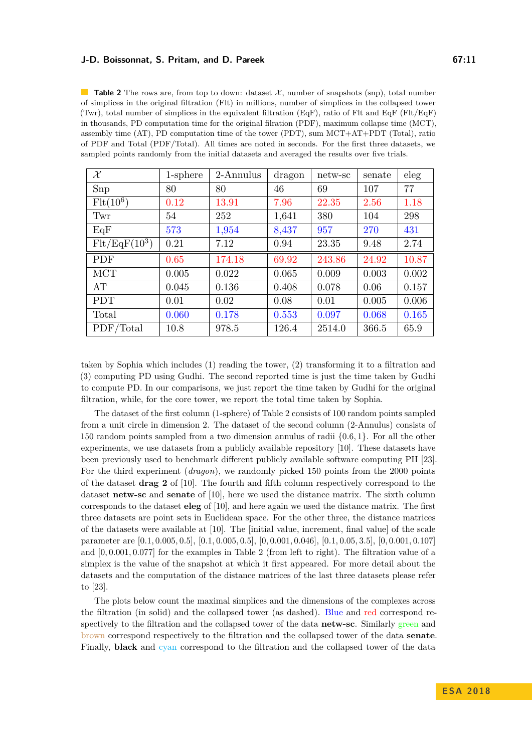**Table 2** The rows are, from top to down: dataset $\mathcal{X}$, number of snapshots (snp), total number of simplices in the original filtration (Flt) in millions, number of simplices in the collapsed tower (Twr), total number of simplices in the equivalent filtration (EqF), ratio of Flt and EqF (Flt/EqF) in thousands, PD computation time for the original filration (PDF), maximum collapse time (MCT), assembly time (AT), PD computation time of the tower (PDT), sum MCT+AT+PDT (Total), ratio of PDF and Total (PDF/Total). All times are noted in seconds. For the first three datasets, we sampled points randomly from the initial datasets and averaged the results over five trials.

| $\mathcal{X}$ | 1-sphere | 2-Annulus | dragon | netw-sc | senate | eleg |
|---|---|---|---|---|---|---|
| Snp | 80 | 80 | 46 | 69 | 107 | 77 |
| Flt($10^6$) | 0.12 | 13.91 | 7.96 | 22.35 | 2.56 | 1.18 |
| Twr | 54 | 252 | 1,641 | 380 | 104 | 298 |
| EqF | 573 | 1,954 | 8,437 | 957 | 270 | 431 |
| Flt/EqF($10^3$) | 0.21 | 7.12 | 0.94 | 23.35 | 9.48 | 2.74 |
| PDF | 0.65 | 174.18 | 69.92 | 243.86 | 24.92 | 10.87 |
| MCT | 0.005 | 0.022 | 0.065 | 0.009 | 0.003 | 0.002 |
| AT | 0.045 | 0.136 | 0.408 | 0.078 | 0.06 | 0.157 |
| PDT | 0.01 | 0.02 | 0.08 | 0.01 | 0.005 | 0.006 |
| Total | 0.060 | 0.178 | 0.553 | 0.097 | 0.068 | 0.165 |
| PDF/Total | 10.8 | 978.5 | 126.4 | 2514.0 | 366.5 | 65.9 |

taken by Sophia which includes (1) reading the tower, (2) transforming it to a filtration and (3) computing PD using Gudhi. The second reported time is just the time taken by Gudhi to compute PD. In our comparisons, we just report the time taken by Gudhi for the original filtration, while, for the core tower, we report the total time taken by Sophia.

The dataset of the first column (1-sphere) of Table 2 consists of 100 random points sampled from a unit circle in dimension 2. The dataset of the second column (2-Annulus) consists of 150 random points sampled from a two dimension annulus of radii $\{0.6, 1\}$. For all the other experiments, we use datasets from a publicly available repository [10]. These datasets have been previously used to benchmark different publicly available software computing PH [23]. For the third experiment (*dragon*), we randomly picked 150 points from the 2000 points of the dataset **drag 2** of [10]. The fourth and fifth column respectively correspond to the dataset **netw-sc** and **senate** of [10], here we used the distance matrix. The sixth column corresponds to the dataset **eleg** of [10], and here again we used the distance matrix. The first three datasets are point sets in Euclidean space. For the other three, the distance matrices of the datasets were available at [10]. The [initial value, increment, final value] of the scale parameter are $[0.1, 0.005, 0.5]$, $[0.1, 0.005, 0.5]$, $[0, 0.001, 0.046]$, $[0.1, 0.05, 3.5]$, $[0, 0.001, 0.107]$ and $[0, 0.001, 0.077]$ for the examples in Table 2 (from left to right). The filtration value of a simplex is the value of the snapshot at which it first appeared. For more detail about the datasets and the computation of the distance matrices of the last three datasets please refer to [23].

The plots below count the maximal simplices and the dimensions of the complexes across the filtration (in solid) and the collapsed tower (as dashed). Blue and red correspond respectively to the filtration and the collapsed tower of the data **netw-sc**. Similarly green and brown correspond respectively to the filtration and the collapsed tower of the data **senate**. Finally, **black** and cyan correspond to the filtration and the collapsed tower of the data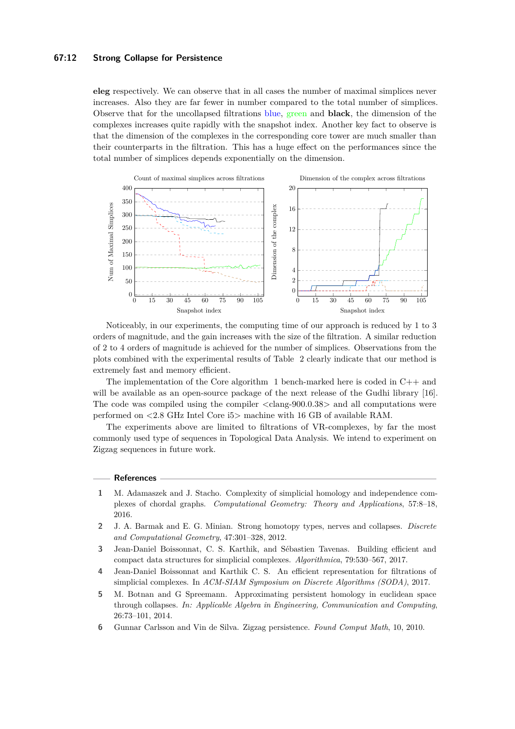**eleg** respectively. We can observe that in all cases the number of maximal simplices never increases. Also they are far fewer in number compared to the total number of simplices. Observe that for the uncollapsed filtrations blue, green and **black**, the dimension of the complexes increases quite rapidly with the snapshot index. Another key fact to observe is that the dimension of the complexes in the corresponding core tower are much smaller than their counterparts in the filtration. This has a huge effect on the performances since the total number of simplices depends exponentially on the dimension.

Count of maximal simplices across filtrations

Dimension of the complex across filtrations

Noticeably, in our experiments, the computing time of our approach is reduced by 1 to 3 orders of magnitude, and the gain increases with the size of the filtration. A similar reduction of 2 to 4 orders of magnitude is achieved for the number of simplices. Observations from the plots combined with the experimental results of Table 2 clearly indicate that our method is extremely fast and memory efficient.

The implementation of the Core algorithm 1 bench-marked here is coded in C++ and will be available as an open-source package of the next release of the Gudhi library [16]. The code was compiled using the compiler <clang-900.0.38> and all computations were performed on <2.8 GHz Intel Core i5> machine with 16 GB of available RAM.

The experiments above are limited to filtrations of VR-complexes, by far the most commonly used type of sequences in Topological Data Analysis. We intend to experiment on Zigzag sequences in future work.

## References

1. M. Adamaszek and J. Stacho. Complexity of simplicial homology and independence complexes of chordal graphs. *Computational Geometry: Theory and Applications*, 57:8–18, 2016.
2. J. A. Barmak and E. G. Minian. Strong homotopy types, nerves and collapses. *Discrete and Computational Geometry*, 47:301–328, 2012.
3. Jean-Daniel Boissonnat, C. S. Karthik, and Sébastien Tavenas. Building efficient and compact data structures for simplicial complexes. *Algorithmica*, 79:530–567, 2017.
4. Jean-Daniel Boissonnat and Karthik C. S. An efficient representation for filtrations of simplicial complexes. In *ACM-SIAM Symposium on Discrete Algorithms (SODA)*, 2017.
5. M. Botnan and G Spreemann. Approximating persistent homology in euclidean space through collapses. *In: Applicable Algebra in Engineering, Communication and Computing*, 26:73–101, 2014.
6. Gunnar Carlsson and Vin de Silva. Zigzag persistence. *Found Comput Math*, 10, 2010.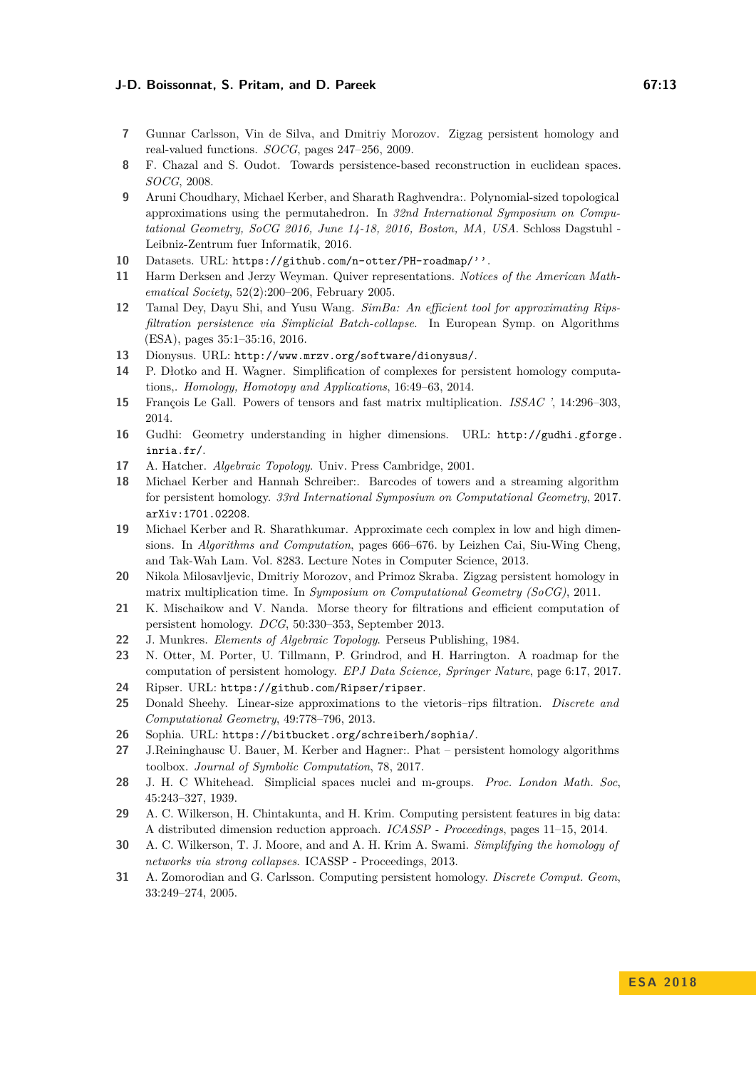7 Gunnar Carlsson, Vin de Silva, and Dmitriy Morozov. Zigzag persistent homology and real-valued functions. *SOCG*, pages 247–256, 2009.

8 F. Chazal and S. Oudot. Towards persistence-based reconstruction in euclidean spaces. *SOCG*, 2008.

9 Aruni Choudhary, Michael Kerber, and Sharath Raghvendra:. Polynomial-sized topological approximations using the permutahedron. In *32nd International Symposium on Computational Geometry, SoCG 2016, June 14-18, 2016, Boston, MA, USA*. Schloss Dagstuhl - Leibniz-Zentrum fuer Informatik, 2016.

10 Datasets. URL: `https://github.com/n-otter/PH-roadmap/''`.

11 Harm Derksen and Jerzy Weyman. Quiver representations. *Notices of the American Mathematical Society*, 52(2):200–206, February 2005.

12 Tamal Dey, Dayu Shi, and Yusu Wang. *SimBa: An efficient tool for approximating Rips-filtration persistence via Simplicial Batch-collapse.* In European Symp. on Algorithms (ESA), pages 35:1–35:16, 2016.

13 Dionysus. URL: `http://www.mrzv.org/software/dionysus/`.

14 P. Dlotko and H. Wagner. Simplification of complexes for persistent homology computations,. *Homology, Homotopy and Applications*, 16:49–63, 2014.

15 François Le Gall. Powers of tensors and fast matrix multiplication. *ISSAC '*, 14:296–303, 2014.

16 Gudhi: Geometry understanding in higher dimensions. URL: `http://gudhi.gforge.inria.fr/`.

17 A. Hatcher. *Algebraic Topology.* Univ. Press Cambridge, 2001.

18 Michael Kerber and Hannah Schreiber:. Barcodes of towers and a streaming algorithm for persistent homology. *33rd International Symposium on Computational Geometry*, 2017. `arXiv:1701.02208`.

19 Michael Kerber and R. Sharathkumar. Approximate cech complex in low and high dimensions. In *Algorithms and Computation*, pages 666–676. by Leizhen Cai, Siu-Wing Cheng, and Tak-Wah Lam. Vol. 8283. Lecture Notes in Computer Science, 2013.

20 Nikola Milosavljevic, Dmitriy Morozov, and Primoz Skraba. Zigzag persistent homology in matrix multiplication time. In *Symposium on Computational Geometry (SoCG)*, 2011.

21 K. Mischaikow and V. Nanda. Morse theory for filtrations and efficient computation of persistent homology. *DCG*, 50:330–353, September 2013.

22 J. Munkres. *Elements of Algebraic Topology.* Perseus Publishing, 1984.

23 N. Otter, M. Porter, U. Tillmann, P. Grindrod, and H. Harrington. A roadmap for the computation of persistent homology. *EPJ Data Science, Springer Nature*, page 6:17, 2017.

24 Ripser. URL: `https://github.com/Ripser/ripser`.

25 Donald Sheehy. Linear-size approximations to the vietoris–rips filtration. *Discrete and Computational Geometry*, 49:778–796, 2013.

26 Sophia. URL: `https://bitbucket.org/schreiberh/sophia/`.

27 J.Reininghausc U. Bauer, M. Kerber and Hagner:. Phat – persistent homology algorithms toolbox. *Journal of Symbolic Computation*, 78, 2017.

28 J. H. C Whitehead. Simplicial spaces nuclei and m-groups. *Proc. London Math. Soc*, 45:243–327, 1939.

29 A. C. Wilkerson, H. Chintakunta, and H. Krim. Computing persistent features in big data: A distributed dimension reduction approach. *ICASSP - Proceedings*, pages 11–15, 2014.

30 A. C. Wilkerson, T. J. Moore, and and A. H. Krim A. Swami. *Simplifying the homology of networks via strong collapses.* ICASSP - Proceedings, 2013.

31 A. Zomorodian and G. Carlsson. Computing persistent homology. *Discrete Comput. Geom*, 33:249–274, 2005.